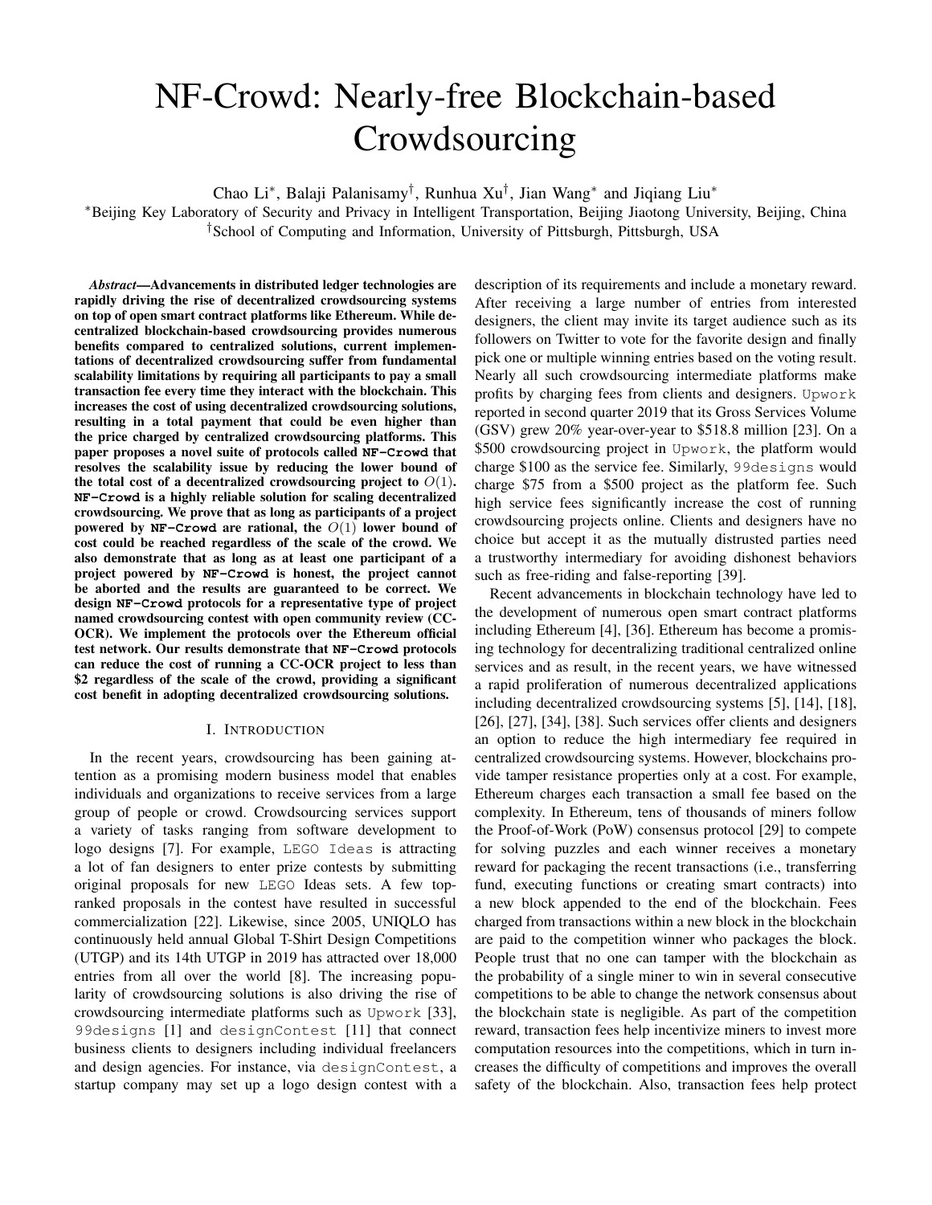# NF-Crowd: Nearly-free Blockchain-based Crowdsourcing

Chao Li*, Balaji Palanisamy†, Runhua Xu†, Jian Wang* and Jiqiang Liu*

*Beijing Key Laboratory of Security and Privacy in Intelligent Transportation, Beijing Jiaotong University, Beijing, China

†School of Computing and Information, University of Pittsburgh, Pittsburgh, USA

***Abstract*—Advancements in distributed ledger technologies are rapidly driving the rise of decentralized crowdsourcing systems on top of open smart contract platforms like Ethereum. While decentralized blockchain-based crowdsourcing provides numerous benefits compared to centralized solutions, current implementations of decentralized crowdsourcing suffer from fundamental scalability limitations by requiring all participants to pay a small transaction fee every time they interact with the blockchain. This increases the cost of using decentralized crowdsourcing solutions, resulting in a total payment that could be even higher than the price charged by centralized crowdsourcing platforms. This paper proposes a novel suite of protocols called `NF-Crowd` that resolves the scalability issue by reducing the lower bound of the total cost of a decentralized crowdsourcing project to $O(1)$. `NF-Crowd` is a highly reliable solution for scaling decentralized crowdsourcing. We prove that as long as participants of a project powered by `NF-Crowd` are rational, the $O(1)$ lower bound of cost could be reached regardless of the scale of the crowd. We also demonstrate that as long as at least one participant of a project powered by `NF-Crowd` is honest, the project cannot be aborted and the results are guaranteed to be correct. We design `NF-Crowd` protocols for a representative type of project named crowdsourcing contest with open community review (CC-OCR). We implement the protocols over the Ethereum official test network. Our results demonstrate that `NF-Crowd` protocols can reduce the cost of running a CC-OCR project to less than $2 regardless of the scale of the crowd, providing a significant cost benefit in adopting decentralized crowdsourcing solutions.**

## I. Introduction

In the recent years, crowdsourcing has been gaining attention as a promising modern business model that enables individuals and organizations to receive services from a large group of people or crowd. Crowdsourcing services support a variety of tasks ranging from software development to logo designs [7]. For example, `LEGO Ideas` is attracting a lot of fan designers to enter prize contests by submitting original proposals for new `LEGO` Ideas sets. A few top-ranked proposals in the contest have resulted in successful commercialization [22]. Likewise, since 2005, UNIQLO has continuously held annual Global T-Shirt Design Competitions (UTGP) and its 14th UTGP in 2019 has attracted over 18,000 entries from all over the world [8]. The increasing popularity of crowdsourcing solutions is also driving the rise of crowdsourcing intermediate platforms such as `Upwork` [33], `99designs` [1] and `designContest` [11] that connect business clients to designers including individual freelancers and design agencies. For instance, via `designContest`, a startup company may set up a logo design contest with a description of its requirements and include a monetary reward. After receiving a large number of entries from interested designers, the client may invite its target audience such as its followers on Twitter to vote for the favorite design and finally pick one or multiple winning entries based on the voting result. Nearly all such crowdsourcing intermediate platforms make profits by charging fees from clients and designers. `Upwork` reported in second quarter 2019 that its Gross Services Volume (GSV) grew 20% year-over-year to \$518.8 million [23]. On a \$500 crowdsourcing project in `Upwork`, the platform would charge \$100 as the service fee. Similarly, `99designs` would charge \$75 from a \$500 project as the platform fee. Such high service fees significantly increase the cost of running crowdsourcing projects online. Clients and designers have no choice but accept it as the mutually distrusted parties need a trustworthy intermediary for avoiding dishonest behaviors such as free-riding and false-reporting [39].

Recent advancements in blockchain technology have led to the development of numerous open smart contract platforms including Ethereum [4], [36]. Ethereum has become a promising technology for decentralizing traditional centralized online services and as result, in the recent years, we have witnessed a rapid proliferation of numerous decentralized applications including decentralized crowdsourcing systems [5], [14], [18], [26], [27], [34], [38]. Such services offer clients and designers an option to reduce the high intermediary fee required in centralized crowdsourcing systems. However, blockchains provide tamper resistance properties only at a cost. For example, Ethereum charges each transaction a small fee based on the complexity. In Ethereum, tens of thousands of miners follow the Proof-of-Work (PoW) consensus protocol [29] to compete for solving puzzles and each winner receives a monetary reward for packaging the recent transactions (i.e., transferring fund, executing functions or creating smart contracts) into a new block appended to the end of the blockchain. Fees charged from transactions within a new block in the blockchain are paid to the competition winner who packages the block. People trust that no one can tamper with the blockchain as the probability of a single miner to win in several consecutive competitions to be able to change the network consensus about the blockchain state is negligible. As part of the competition reward, transaction fees help incentivize miners to invest more computation resources into the competitions, which in turn increases the difficulty of competitions and improves the overall safety of the blockchain. Also, transaction fees help protect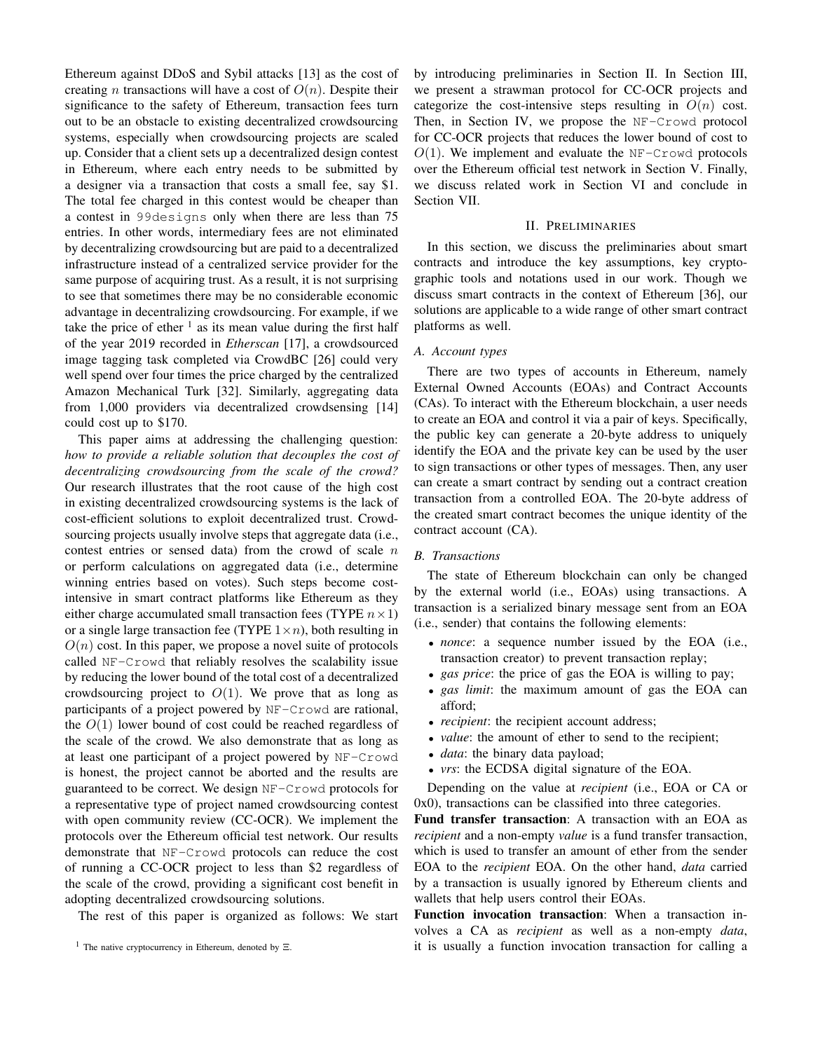Ethereum against DDoS and Sybil attacks [13] as the cost of creating $n$ transactions will have a cost of $O(n)$. Despite their significance to the safety of Ethereum, transaction fees turn out to be an obstacle to existing decentralized crowdsourcing systems, especially when crowdsourcing projects are scaled up. Consider that a client sets up a decentralized design contest in Ethereum, where each entry needs to be submitted by a designer via a transaction that costs a small fee, say \$1. The total fee charged in this contest would be cheaper than a contest in `99designs` only when there are less than 75 entries. In other words, intermediary fees are not eliminated by decentralizing crowdsourcing but are paid to a decentralized infrastructure instead of a centralized service provider for the same purpose of acquiring trust. As a result, it is not surprising to see that sometimes there may be no considerable economic advantage in decentralizing crowdsourcing. For example, if we take the price of ether [1] as its mean value during the first half of the year 2019 recorded in *Etherscan* [17], a crowdsourced image tagging task completed via CrowdBC [26] could very well spend over four times the price charged by the centralized Amazon Mechanical Turk [32]. Similarly, aggregating data from 1,000 providers via decentralized crowdsensing [14] could cost up to \$170.

This paper aims at addressing the challenging question: *how to provide a reliable solution that decouples the cost of decentralizing crowdsourcing from the scale of the crowd?* Our research illustrates that the root cause of the high cost in existing decentralized crowdsourcing systems is the lack of cost-efficient solutions to exploit decentralized trust. Crowdsourcing projects usually involve steps that aggregate data (i.e., contest entries or sensed data) from the crowd of scale $n$ or perform calculations on aggregated data (i.e., determine winning entries based on votes). Such steps become cost-intensive in smart contract platforms like Ethereum as they either charge accumulated small transaction fees (TYPE $n \times 1$) or a single large transaction fee (TYPE $1 \times n$), both resulting in $O(n)$ cost. In this paper, we propose a novel suite of protocols called `NF-Crowd` that reliably resolves the scalability issue by reducing the lower bound of the total cost of a decentralized crowdsourcing project to $O(1)$. We prove that as long as participants of a project powered by `NF-Crowd` are rational, the $O(1)$ lower bound of cost could be reached regardless of the scale of the crowd. We also demonstrate that as long as at least one participant of a project powered by `NF-Crowd` is honest, the project cannot be aborted and the results are guaranteed to be correct. We design `NF-Crowd` protocols for a representative type of project named crowdsourcing contest with open community review (CC-OCR). We implement the protocols over the Ethereum official test network. Our results demonstrate that `NF-Crowd` protocols can reduce the cost of running a CC-OCR project to less than \$2 regardless of the scale of the crowd, providing a significant cost benefit in adopting decentralized crowdsourcing solutions.

The rest of this paper is organized as follows: We start by introducing preliminaries in Section II. In Section III, we present a strawman protocol for CC-OCR projects and categorize the cost-intensive steps resulting in $O(n)$ cost. Then, in Section IV, we propose the `NF-Crowd` protocol for CC-OCR projects that reduces the lower bound of cost to $O(1)$. We implement and evaluate the `NF-Crowd` protocols over the Ethereum official test network in Section V. Finally, we discuss related work in Section VI and conclude in Section VII.

[1] The native cryptocurrency in Ethereum, denoted by Ξ.

## II. Preliminaries

In this section, we discuss the preliminaries about smart contracts and introduce the key assumptions, key cryptographic tools and notations used in our work. Though we discuss smart contracts in the context of Ethereum [36], our solutions are applicable to a wide range of other smart contract platforms as well.

### A. Account types

There are two types of accounts in Ethereum, namely External Owned Accounts (EOAs) and Contract Accounts (CAs). To interact with the Ethereum blockchain, a user needs to create an EOA and control it via a pair of keys. Specifically, the public key can generate a 20-byte address to uniquely identify the EOA and the private key can be used by the user to sign transactions or other types of messages. Then, any user can create a smart contract by sending out a contract creation transaction from a controlled EOA. The 20-byte address of the created smart contract becomes the unique identity of the contract account (CA).

### B. Transactions

The state of Ethereum blockchain can only be changed by the external world (i.e., EOAs) using transactions. A transaction is a serialized binary message sent from an EOA (i.e., sender) that contains the following elements:

- *nonce*: a sequence number issued by the EOA (i.e., transaction creator) to prevent transaction replay;
- *gas price*: the price of gas the EOA is willing to pay;
- *gas limit*: the maximum amount of gas the EOA can afford;
- *recipient*: the recipient account address;
- *value*: the amount of ether to send to the recipient;
- *data*: the binary data payload;
- *vrs*: the ECDSA digital signature of the EOA.

Depending on the value at *recipient* (i.e., EOA or CA or 0x0), transactions can be classified into three categories.

**Fund transfer transaction**: A transaction with an EOA as *recipient* and a non-empty *value* is a fund transfer transaction, which is used to transfer an amount of ether from the sender EOA to the *recipient* EOA. On the other hand, *data* carried by a transaction is usually ignored by Ethereum clients and wallets that help users control their EOAs.

**Function invocation transaction**: When a transaction involves a CA as *recipient* as well as a non-empty *data*, it is usually a function invocation transaction for calling a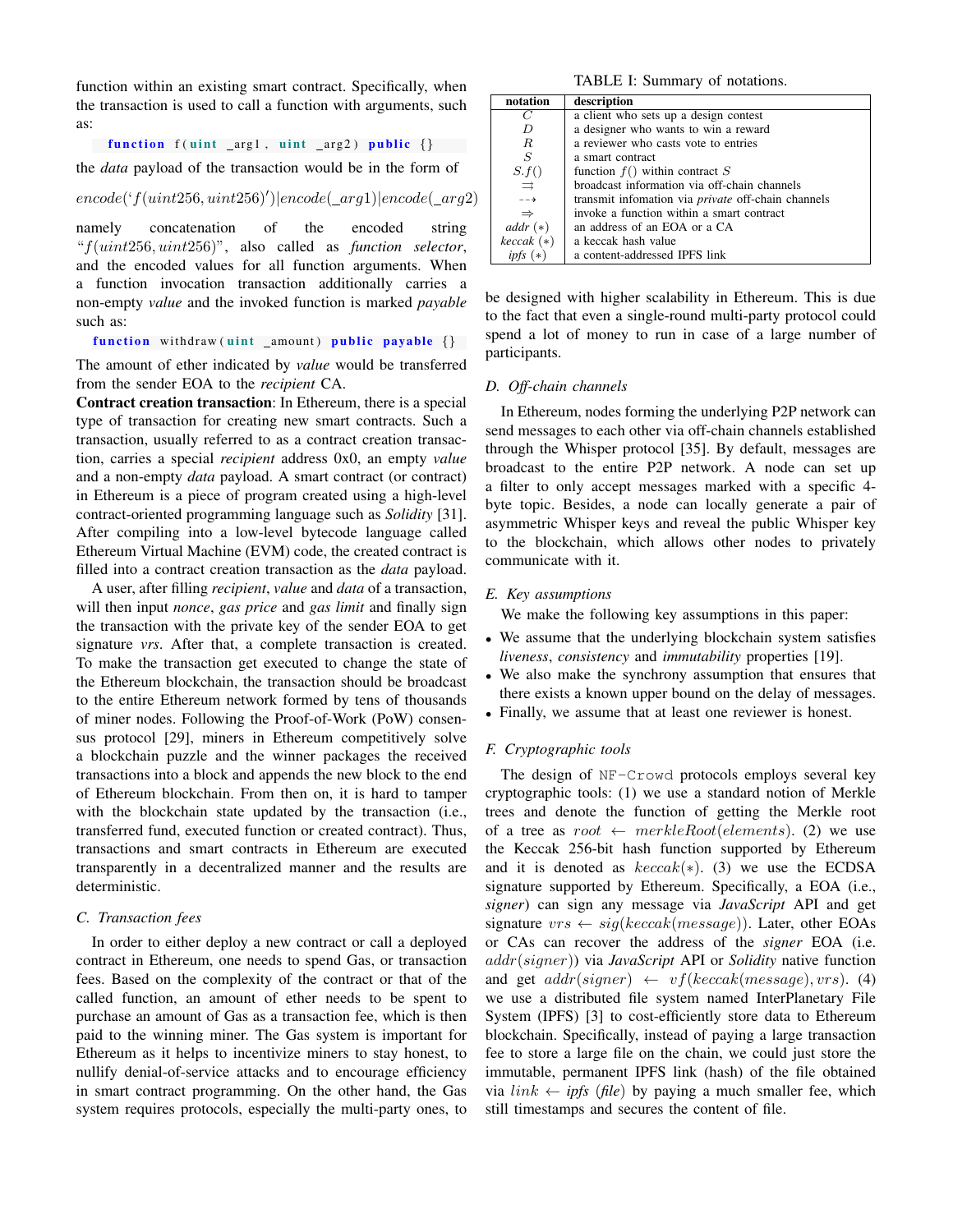function within an existing smart contract. Specifically, when the transaction is used to call a function with arguments, such as:

```
function f(uint _arg1, uint _arg2) public {}
```

the *data* payload of the transaction would be in the form of

$$encode(`f(uint256, uint256)')|encode(\_arg1)|encode(\_arg2)$$

namely concatenation of the encoded string "$f(uint256, uint256)$", also called as *function selector*, and the encoded values for all function arguments. When a function invocation transaction additionally carries a non-empty *value* and the invoked function is marked *payable* such as:

```
function withdraw(uint _amount) public payable {}
```

The amount of ether indicated by *value* would be transferred from the sender EOA to the *recipient* CA.

**Contract creation transaction**: In Ethereum, there is a special type of transaction for creating new smart contracts. Such a transaction, usually referred to as a contract creation transaction, carries a special *recipient* address 0x0, an empty *value* and a non-empty *data* payload. A smart contract (or contract) in Ethereum is a piece of program created using a high-level contract-oriented programming language such as *Solidity* [31]. After compiling into a low-level bytecode language called Ethereum Virtual Machine (EVM) code, the created contract is filled into a contract creation transaction as the *data* payload.

A user, after filling *recipient*, *value* and *data* of a transaction, will then input *nonce*, *gas price* and *gas limit* and finally sign the transaction with the private key of the sender EOA to get signature *vrs*. After that, a complete transaction is created. To make the transaction get executed to change the state of the Ethereum blockchain, the transaction should be broadcast to the entire Ethereum network formed by tens of thousands of miner nodes. Following the Proof-of-Work (PoW) consensus protocol [29], miners in Ethereum competitively solve a blockchain puzzle and the winner packages the received transactions into a block and appends the new block to the end of Ethereum blockchain. From then on, it is hard to tamper with the blockchain state updated by the transaction (i.e., transferred fund, executed function or created contract). Thus, transactions and smart contracts in Ethereum are executed transparently in a decentralized manner and the results are deterministic.

### C. Transaction fees

In order to either deploy a new contract or call a deployed contract in Ethereum, one needs to spend Gas, or transaction fees. Based on the complexity of the contract or that of the called function, an amount of ether needs to be spent to purchase an amount of Gas as a transaction fee, which is then paid to the winning miner. The Gas system is important for Ethereum as it helps to incentivize miners to stay honest, to nullify denial-of-service attacks and to encourage efficiency in smart contract programming. On the other hand, the Gas system requires protocols, especially the multi-party ones, to be designed with higher scalability in Ethereum. This is due to the fact that even a single-round multi-party protocol could spend a lot of money to run in case of a large number of participants.

TABLE I: Summary of notations.

| notation | description |
|---|---|
| $C$ | a client who sets up a design contest |
| $D$ | a designer who wants to win a reward |
| $R$ | a reviewer who casts vote to entries |
| $S$ | a smart contract |
| $S.f()$ | function $f()$ within contract $S$ |
| $\rightrightarrows$ | broadcast information via off-chain channels |
| $\dashrightarrow$ | transmit infomation via *private* off-chain channels |
| $\Rightarrow$ | invoke a function within a smart contract |
| *addr* $(*)$ | an address of an EOA or a CA |
| *keccak* $(*)$ | a keccak hash value |
| *ipfs* $(*)$ | a content-addressed IPFS link |

### D. Off-chain channels

In Ethereum, nodes forming the underlying P2P network can send messages to each other via off-chain channels established through the Whisper protocol [35]. By default, messages are broadcast to the entire P2P network. A node can set up a filter to only accept messages marked with a specific 4-byte topic. Besides, a node can locally generate a pair of asymmetric Whisper keys and reveal the public Whisper key to the blockchain, which allows other nodes to privately communicate with it.

### E. Key assumptions

We make the following key assumptions in this paper:

- We assume that the underlying blockchain system satisfies *liveness*, *consistency* and *immutability* properties [19].
- We also make the synchrony assumption that ensures that there exists a known upper bound on the delay of messages.
- Finally, we assume that at least one reviewer is honest.

### F. Cryptographic tools

The design of `NF-Crowd` protocols employs several key cryptographic tools: (1) we use a standard notion of Merkle trees and denote the function of getting the Merkle root of a tree as $root \leftarrow merkleRoot(elements)$. (2) we use the Keccak 256-bit hash function supported by Ethereum and it is denoted as $keccak(*)$. (3) we use the ECDSA signature supported by Ethereum. Specifically, a EOA (i.e., *signer*) can sign any message via *JavaScript* API and get signature $vrs \leftarrow sig(keccak(message))$. Later, other EOAs or CAs can recover the address of the *signer* EOA (i.e. $addr(signer)$) via *JavaScript* API or *Solidity* native function and get $addr(signer) \leftarrow vf(keccak(message), vrs)$. (4) we use a distributed file system named InterPlanetary File System (IPFS) [3] to cost-efficiently store data to Ethereum blockchain. Specifically, instead of paying a large transaction fee to store a large file on the chain, we could just store the immutable, permanent IPFS link (hash) of the file obtained via $link \leftarrow$ *ipfs* (*file*) by paying a much smaller fee, which still timestamps and secures the content of file.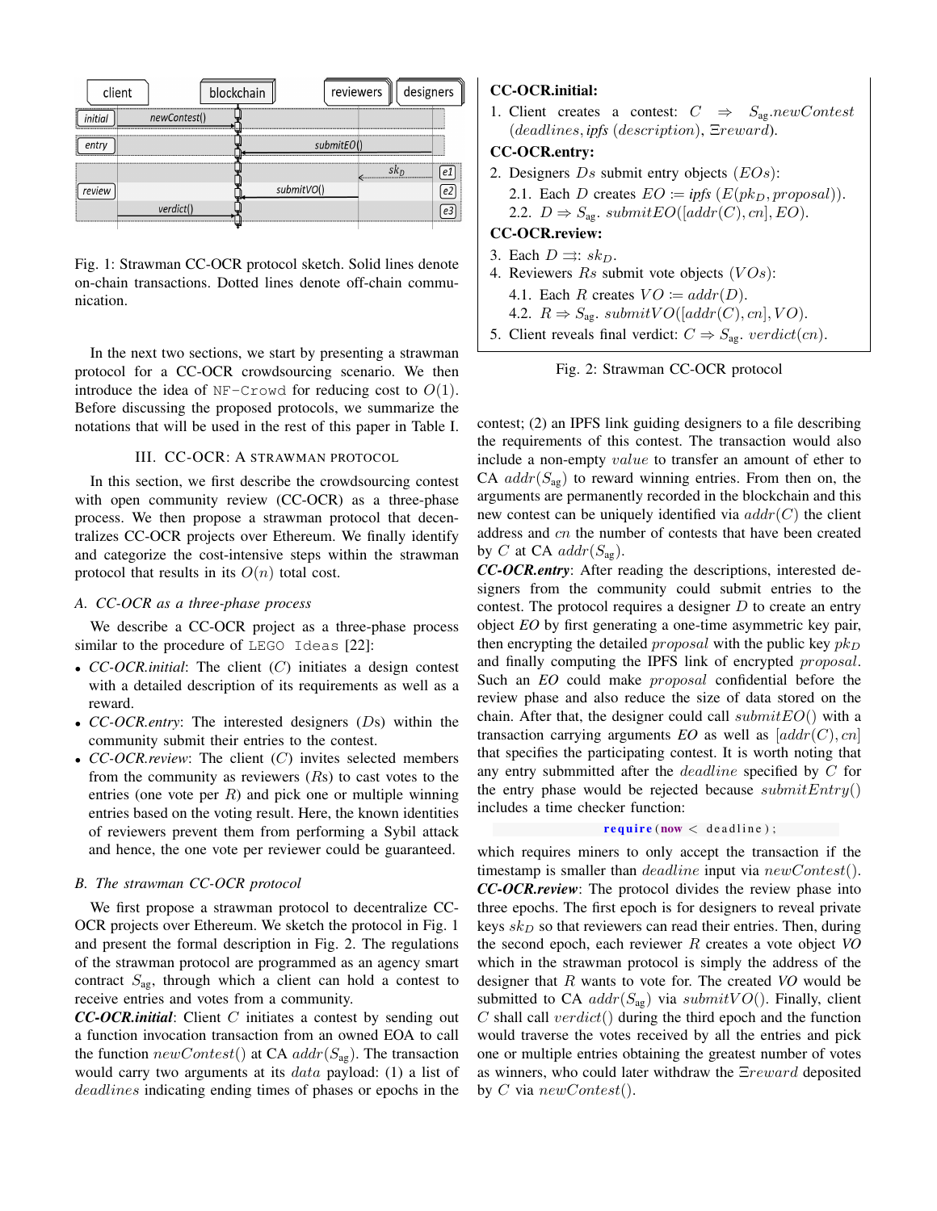Fig. 1: Strawman CC-OCR protocol sketch. Solid lines denote on-chain transactions. Dotted lines denote off-chain communication.

In the next two sections, we start by presenting a strawman protocol for a CC-OCR crowdsourcing scenario. We then introduce the idea of NF-Crowd for reducing cost to $O(1)$. Before discussing the proposed protocols, we summarize the notations that will be used in the rest of this paper in Table I.

## III. CC-OCR: A STRAWMAN PROTOCOL

In this section, we first describe the crowdsourcing contest with open community review (CC-OCR) as a three-phase process. We then propose a strawman protocol that decentralizes CC-OCR projects over Ethereum. We finally identify and categorize the cost-intensive steps within the strawman protocol that results in its $O(n)$ total cost.

### A. CC-OCR as a three-phase process

We describe a CC-OCR project as a three-phase process similar to the procedure of LEGO Ideas [22]:

- *CC-OCR.initial*: The client ($C$) initiates a design contest with a detailed description of its requirements as well as a reward.
- *CC-OCR.entry*: The interested designers ($D$s) within the community submit their entries to the contest.
- *CC-OCR.review*: The client ($C$) invites selected members from the community as reviewers ($R$s) to cast votes to the entries (one vote per $R$) and pick one or multiple winning entries based on the voting result. Here, the known identities of reviewers prevent them from performing a Sybil attack and hence, the one vote per reviewer could be guaranteed.

### B. The strawman CC-OCR protocol

We first propose a strawman protocol to decentralize CC-OCR projects over Ethereum. We sketch the protocol in Fig. 1 and present the formal description in Fig. 2. The regulations of the strawman protocol are programmed as an agency smart contract $S_{\text{ag}}$, through which a client can hold a contest to receive entries and votes from a community.

***CC-OCR.initial***: Client $C$ initiates a contest by sending out a function invocation transaction from an owned EOA to call the function $newContest()$ at CA $addr(S_{\text{ag}})$. The transaction would carry two arguments at its $data$ payload: (1) a list of $deadlines$ indicating ending times of phases or epochs in the contest; (2) an IPFS link guiding designers to a file describing the requirements of this contest. The transaction would also include a non-empty $value$ to transfer an amount of ether to CA $addr(S_{\text{ag}})$ to reward winning entries. From then on, the arguments are permanently recorded in the blockchain and this new contest can be uniquely identified via $addr(C)$ the client address and $cn$ the number of contests that have been created by $C$ at CA $addr(S_{\text{ag}})$.

***CC-OCR.entry***: After reading the descriptions, interested designers from the community could submit entries to the contest. The protocol requires a designer $D$ to create an entry object ***EO*** by first generating a one-time asymmetric key pair, then encrypting the detailed $proposal$ with the public key $pk_D$ and finally computing the IPFS link of encrypted $proposal$. Such an ***EO*** could make $proposal$ confidential before the review phase and also reduce the size of data stored on the chain. After that, the designer could call $submitEO()$ with a transaction carrying arguments ***EO*** as well as $[addr(C), cn]$ that specifies the participating contest. It is worth noting that any entry submmitted after the $deadline$ specified by $C$ for the entry phase would be rejected because $submitEntry()$ includes a time checker function:

```
require(now < deadline);
```

which requires miners to only accept the transaction if the timestamp is smaller than $deadline$ input via $newContest()$.

***CC-OCR.review***: The protocol divides the review phase into three epochs. The first epoch is for designers to reveal private keys $sk_D$ so that reviewers can read their entries. Then, during the second epoch, each reviewer $R$ creates a vote object ***VO*** which in the strawman protocol is simply the address of the designer that $R$ wants to vote for. The created ***VO*** would be submitted to CA $addr(S_{\text{ag}})$ via $submitVO()$. Finally, client $C$ shall call $verdict()$ during the third epoch and the function would traverse the votes received by all the entries and pick one or multiple entries obtaining the greatest number of votes as winners, who could later withdraw the $\Xi reward$ deposited by $C$ via $newContest()$.

**CC-OCR.initial:**

1. Client creates a contest: $C \Rightarrow S_{\text{ag}}.newContest$ $(deadlines, \textit{ipfs}\ (description), \Xi reward)$.

**CC-OCR.entry:**

2. Designers $Ds$ submit entry objects ($EOs$):
   - 2.1. Each $D$ creates $EO := \textit{ipfs}\ (E(pk_D, proposal))$.
   - 2.2. $D \Rightarrow S_{\text{ag}}.\ submitEO([addr(C), cn], EO)$.

**CC-OCR.review:**

3. Each $D \rightrightarrows: sk_D$.
4. Reviewers $Rs$ submit vote objects ($VOs$):
   - 4.1. Each $R$ creates $VO := addr(D)$.
   - 4.2. $R \Rightarrow S_{\text{ag}}.\ submitVO([addr(C), cn], VO)$.
5. Client reveals final verdict: $C \Rightarrow S_{\text{ag}}.\ verdict(cn)$.

Fig. 2: Strawman CC-OCR protocol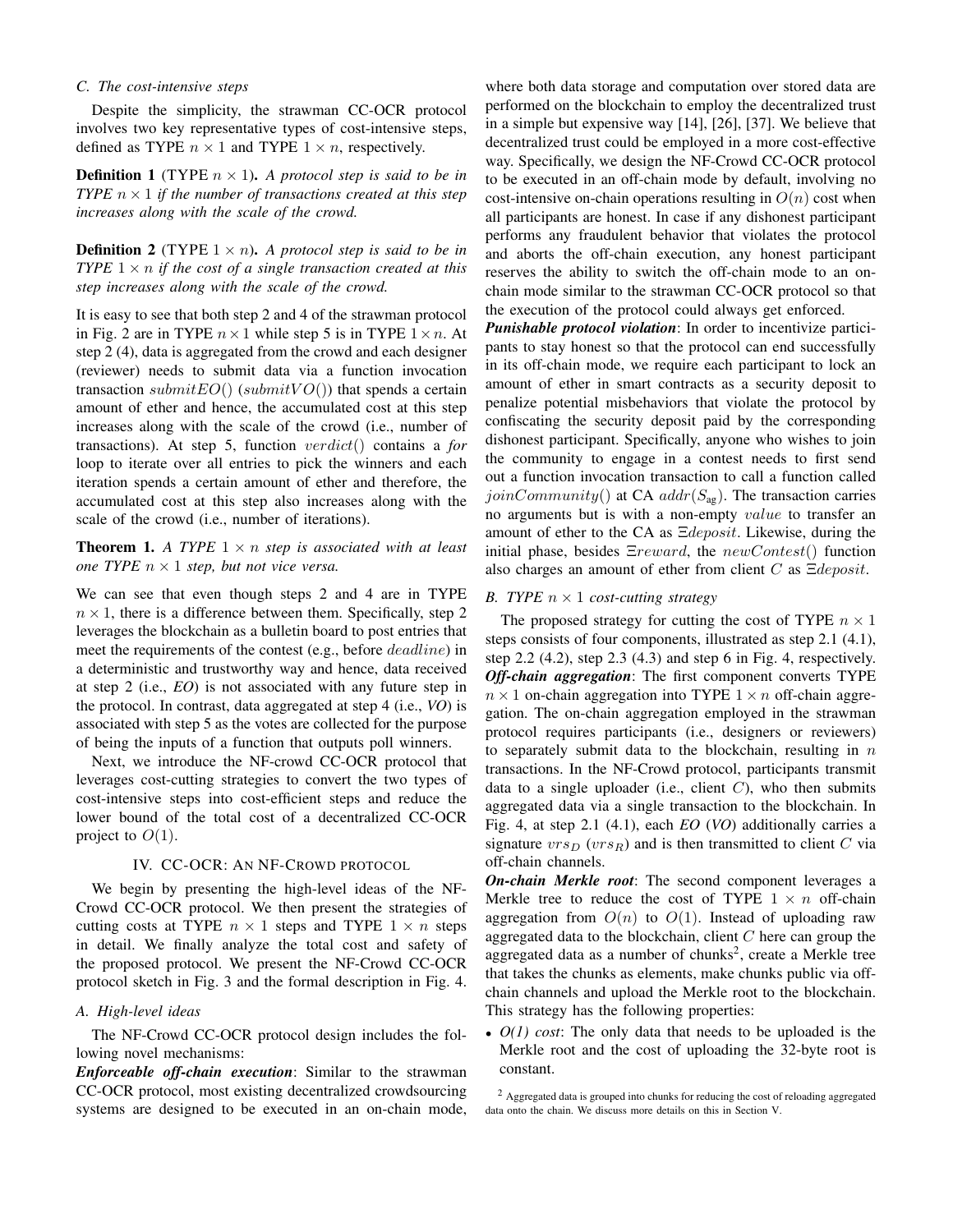### C. The cost-intensive steps

Despite the simplicity, the strawman CC-OCR protocol involves two key representative types of cost-intensive steps, defined as TYPE $n \times 1$ and TYPE $1 \times n$, respectively.

**Definition 1** (TYPE $n \times 1$). *A protocol step is said to be in TYPE $n \times 1$ if the number of transactions created at this step increases along with the scale of the crowd.*

**Definition 2** (TYPE $1 \times n$). *A protocol step is said to be in TYPE $1 \times n$ if the cost of a single transaction created at this step increases along with the scale of the crowd.*

It is easy to see that both step 2 and 4 of the strawman protocol in Fig. 2 are in TYPE $n \times 1$ while step 5 is in TYPE $1 \times n$. At step 2 (4), data is aggregated from the crowd and each designer (reviewer) needs to submit data via a function invocation transaction $submitEO()$ ($submitVO()$) that spends a certain amount of ether and hence, the accumulated cost at this step increases along with the scale of the crowd (i.e., number of transactions). At step 5, function $verdict()$ contains a *for* loop to iterate over all entries to pick the winners and each iteration spends a certain amount of ether and therefore, the accumulated cost at this step also increases along with the scale of the crowd (i.e., number of iterations).

**Theorem 1.** *A TYPE $1 \times n$ step is associated with at least one TYPE $n \times 1$ step, but not vice versa.*

We can see that even though steps 2 and 4 are in TYPE $n \times 1$, there is a difference between them. Specifically, step 2 leverages the blockchain as a bulletin board to post entries that meet the requirements of the contest (e.g., before $deadline$) in a deterministic and trustworthy way and hence, data received at step 2 (i.e., *EO*) is not associated with any future step in the protocol. In contrast, data aggregated at step 4 (i.e., *VO*) is associated with step 5 as the votes are collected for the purpose of being the inputs of a function that outputs poll winners.

Next, we introduce the NF-crowd CC-OCR protocol that leverages cost-cutting strategies to convert the two types of cost-intensive steps into cost-efficient steps and reduce the lower bound of the total cost of a decentralized CC-OCR project to $O(1)$.

## IV. CC-OCR: An NF-Crowd protocol

We begin by presenting the high-level ideas of the NF-Crowd CC-OCR protocol. We then present the strategies of cutting costs at TYPE $n \times 1$ steps and TYPE $1 \times n$ steps in detail. We finally analyze the total cost and safety of the proposed protocol. We present the NF-Crowd CC-OCR protocol sketch in Fig. 3 and the formal description in Fig. 4.

### A. High-level ideas

The NF-Crowd CC-OCR protocol design includes the following novel mechanisms:

***Enforceable off-chain execution***: Similar to the strawman CC-OCR protocol, most existing decentralized crowdsourcing systems are designed to be executed in an on-chain mode, where both data storage and computation over stored data are performed on the blockchain to employ the decentralized trust in a simple but expensive way [14], [26], [37]. We believe that decentralized trust could be employed in a more cost-effective way. Specifically, we design the NF-Crowd CC-OCR protocol to be executed in an off-chain mode by default, involving no cost-intensive on-chain operations resulting in $O(n)$ cost when all participants are honest. In case if any dishonest participant performs any fraudulent behavior that violates the protocol and aborts the off-chain execution, any honest participant reserves the ability to switch the off-chain mode to an on-chain mode similar to the strawman CC-OCR protocol so that the execution of the protocol could always get enforced.

***Punishable protocol violation***: In order to incentivize participants to stay honest so that the protocol can end successfully in its off-chain mode, we require each participant to lock an amount of ether in smart contracts as a security deposit to penalize potential misbehaviors that violate the protocol by confiscating the security deposit paid by the corresponding dishonest participant. Specifically, anyone who wishes to join the community to engage in a contest needs to first send out a function invocation transaction to call a function called $joinCommunity()$ at CA $addr(S_{\text{ag}})$. The transaction carries no arguments but is with a non-empty $value$ to transfer an amount of ether to the CA as $\Xi deposit$. Likewise, during the initial phase, besides $\Xi reward$, the $newContest()$ function also charges an amount of ether from client $C$ as $\Xi deposit$.

### B. TYPE $n \times 1$ cost-cutting strategy

The proposed strategy for cutting the cost of TYPE $n \times 1$ steps consists of four components, illustrated as step 2.1 (4.1), step 2.2 (4.2), step 2.3 (4.3) and step 6 in Fig. 4, respectively.

***Off-chain aggregation***: The first component converts TYPE $n \times 1$ on-chain aggregation into TYPE $1 \times n$ off-chain aggregation. The on-chain aggregation employed in the strawman protocol requires participants (i.e., designers or reviewers) to separately submit data to the blockchain, resulting in $n$ transactions. In the NF-Crowd protocol, participants transmit data to a single uploader (i.e., client $C$), who then submits aggregated data via a single transaction to the blockchain. In Fig. 4, at step 2.1 (4.1), each *EO* (*VO*) additionally carries a signature $vrs_D$ ($vrs_R$) and is then transmitted to client $C$ via off-chain channels.

***On-chain Merkle root***: The second component leverages a Merkle tree to reduce the cost of TYPE $1 \times n$ off-chain aggregation from $O(n)$ to $O(1)$. Instead of uploading raw aggregated data to the blockchain, client $C$ here can group the aggregated data as a number of chunks[2], create a Merkle tree that takes the chunks as elements, make chunks public via off-chain channels and upload the Merkle root to the blockchain. This strategy has the following properties:

- *O(1) cost*: The only data that needs to be uploaded is the Merkle root and the cost of uploading the 32-byte root is constant.

[2] Aggregated data is grouped into chunks for reducing the cost of reloading aggregated data onto the chain. We discuss more details on this in Section V.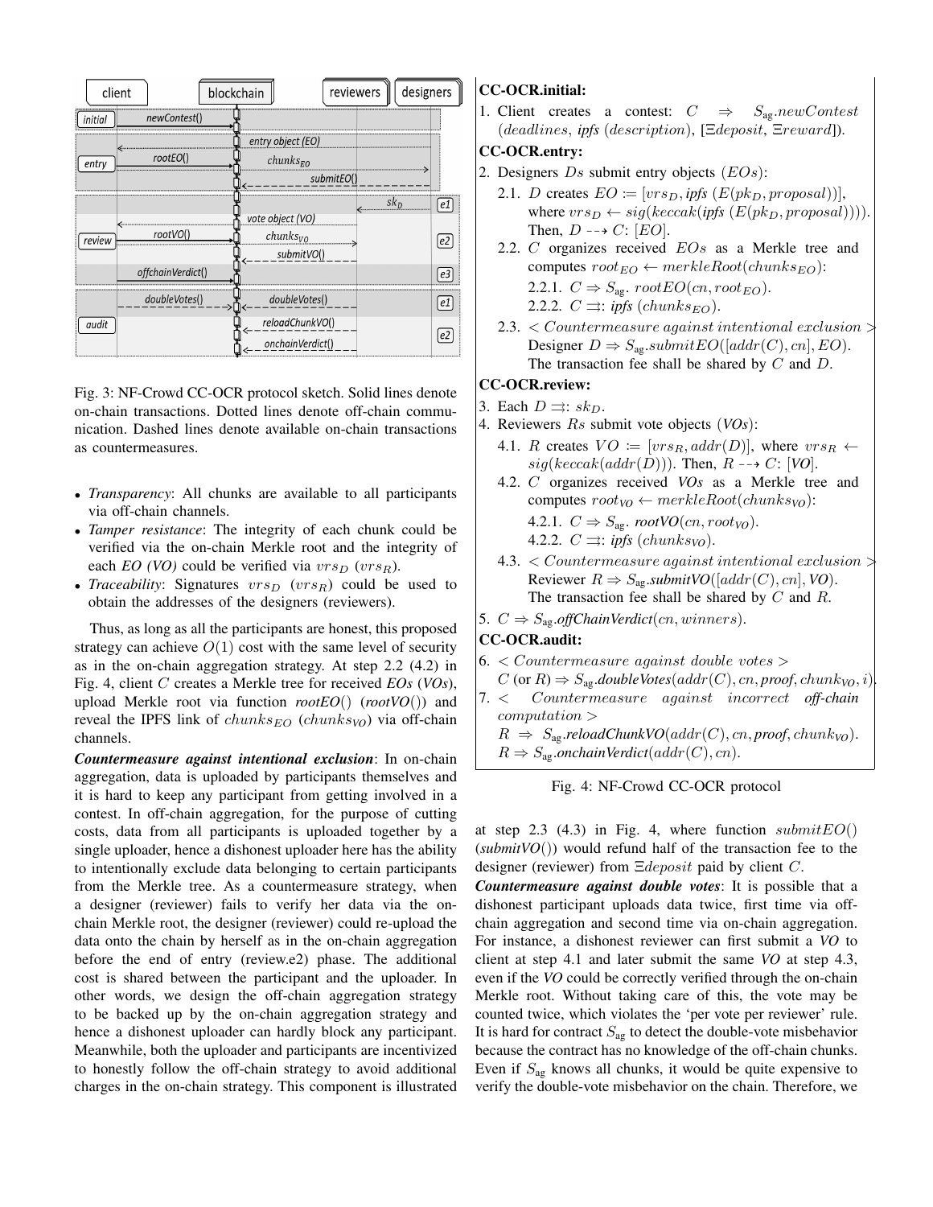Fig. 3: NF-Crowd CC-OCR protocol sketch. Solid lines denote on-chain transactions. Dotted lines denote off-chain communication. Dashed lines denote available on-chain transactions as countermeasures.

- *Transparency*: All chunks are available to all participants via off-chain channels.
- *Tamper resistance*: The integrity of each chunk could be verified via the on-chain Merkle root and the integrity of each *EO (VO)* could be verified via $vrs_D$ ($vrs_R$).
- *Traceability*: Signatures $vrs_D$ ($vrs_R$) could be used to obtain the addresses of the designers (reviewers).

Thus, as long as all the participants are honest, this proposed strategy can achieve $O(1)$ cost with the same level of security as in the on-chain aggregation strategy. At step 2.2 (4.2) in Fig. 4, client $C$ creates a Merkle tree for received *EOs* (*VOs*), upload Merkle root via function *rootEO*() (*rootVO*()) and reveal the IPFS link of $chunks_{EO}$ ($chunks_{VO}$) via off-chain channels.

***Countermeasure against intentional exclusion***: In on-chain aggregation, data is uploaded by participants themselves and it is hard to keep any participant from getting involved in a contest. In off-chain aggregation, for the purpose of cutting costs, data from all participants is uploaded together by a single uploader, hence a dishonest uploader here has the ability to intentionally exclude data belonging to certain participants from the Merkle tree. As a countermeasure strategy, when a designer (reviewer) fails to verify her data via the on-chain Merkle root, the designer (reviewer) could re-upload the data onto the chain by herself as in the on-chain aggregation before the end of entry (review.e2) phase. The additional cost is shared between the participant and the uploader. In other words, we design the off-chain aggregation strategy to be backed up by the on-chain aggregation strategy and hence a dishonest uploader can hardly block any participant. Meanwhile, both the uploader and participants are incentivized to honestly follow the off-chain strategy to avoid additional charges in the on-chain strategy. This component is illustrated

**CC-OCR.initial:**

1. Client creates a contest: $C \Rightarrow S_{\text{ag}}.newContest$ $(deadlines,\ \textbf{\textit{ipfs}}\ (description),\ [\Xi deposit,\ \Xi reward])$.

**CC-OCR.entry:**

2. Designers $Ds$ submit entry objects ($EOs$):
   - 2.1. $D$ creates $EO := [vrs_D, \textbf{\textit{ipfs}}\ (E(pk_D, proposal))]$, where $vrs_D \leftarrow sig(keccak(\textbf{\textit{ipfs}}\ (E(pk_D, proposal))))$. Then, $D \dashrightarrow C$: $[EO]$.
   - 2.2. $C$ organizes received $EOs$ as a Merkle tree and computes $root_{EO} \leftarrow merkleRoot(chunks_{EO})$:
     - 2.2.1. $C \Rightarrow S_{\text{ag}}.\ rootEO(cn, root_{EO})$.
     - 2.2.2. $C \rightrightarrows$: $\textbf{\textit{ipfs}}\ (chunks_{EO})$.
   - 2.3. $<Countermeasure\ against\ intentional\ exclusion>$ Designer $D \Rightarrow S_{\text{ag}}.submitEO([addr(C), cn], EO)$. The transaction fee shall be shared by $C$ and $D$.

**CC-OCR.review:**

3. Each $D \rightrightarrows$: $sk_D$.
4. Reviewers $Rs$ submit vote objects (*VOs*):
   - 4.1. $R$ creates $VO := [vrs_R, addr(D)]$, where $vrs_R \leftarrow sig(keccak(addr(D)))$. Then, $R \dashrightarrow C$: [*VO*].
   - 4.2. $C$ organizes received *VOs* as a Merkle tree and computes $root_{VO} \leftarrow merkleRoot(chunks_{VO})$:
     - 4.2.1. $C \Rightarrow S_{\text{ag}}.\ \textbf{\textit{rootVO}}(cn, root_{VO})$.
     - 4.2.2. $C \rightrightarrows$: $\textbf{\textit{ipfs}}\ (chunks_{VO})$.
   - 4.3. $<Countermeasure\ against\ intentional\ exclusion>$ Reviewer $R \Rightarrow S_{\text{ag}}.\textbf{\textit{submitVO}}([addr(C), cn], \textbf{\textit{VO}})$. The transaction fee shall be shared by $C$ and $R$.
5. $C \Rightarrow S_{\text{ag}}.\textbf{\textit{offChainVerdict}}(cn, winners)$.

**CC-OCR.audit:**

6. $<Countermeasure\ against\ double\ votes>$ $C$ (or $R$) $\Rightarrow S_{\text{ag}}.\textbf{\textit{doubleVotes}}(addr(C), cn, \textbf{\textit{proof}}, chunk_{VO}, i)$.
7. $<Countermeasure\ against\ incorrect$ *off-chain* $computation>$ $R \Rightarrow S_{\text{ag}}.\textbf{\textit{reloadChunkVO}}(addr(C), cn, \textbf{\textit{proof}}, chunk_{VO})$. $R \Rightarrow S_{\text{ag}}.\textbf{\textit{onchainVerdict}}(addr(C), cn)$.

Fig. 4: NF-Crowd CC-OCR protocol

at step 2.3 (4.3) in Fig. 4, where function $submitEO()$ (*submitVO*()) would refund half of the transaction fee to the designer (reviewer) from $\Xi deposit$ paid by client $C$.

***Countermeasure against double votes***: It is possible that a dishonest participant uploads data twice, first time via off-chain aggregation and second time via on-chain aggregation. For instance, a dishonest reviewer can first submit a *VO* to client at step 4.1 and later submit the same *VO* at step 4.3, even if the *VO* could be correctly verified through the on-chain Merkle root. Without taking care of this, the vote may be counted twice, which violates the 'per vote per reviewer' rule. It is hard for contract $S_{\text{ag}}$ to detect the double-vote misbehavior because the contract has no knowledge of the off-chain chunks. Even if $S_{\text{ag}}$ knows all chunks, it would be quite expensive to verify the double-vote misbehavior on the chain. Therefore, we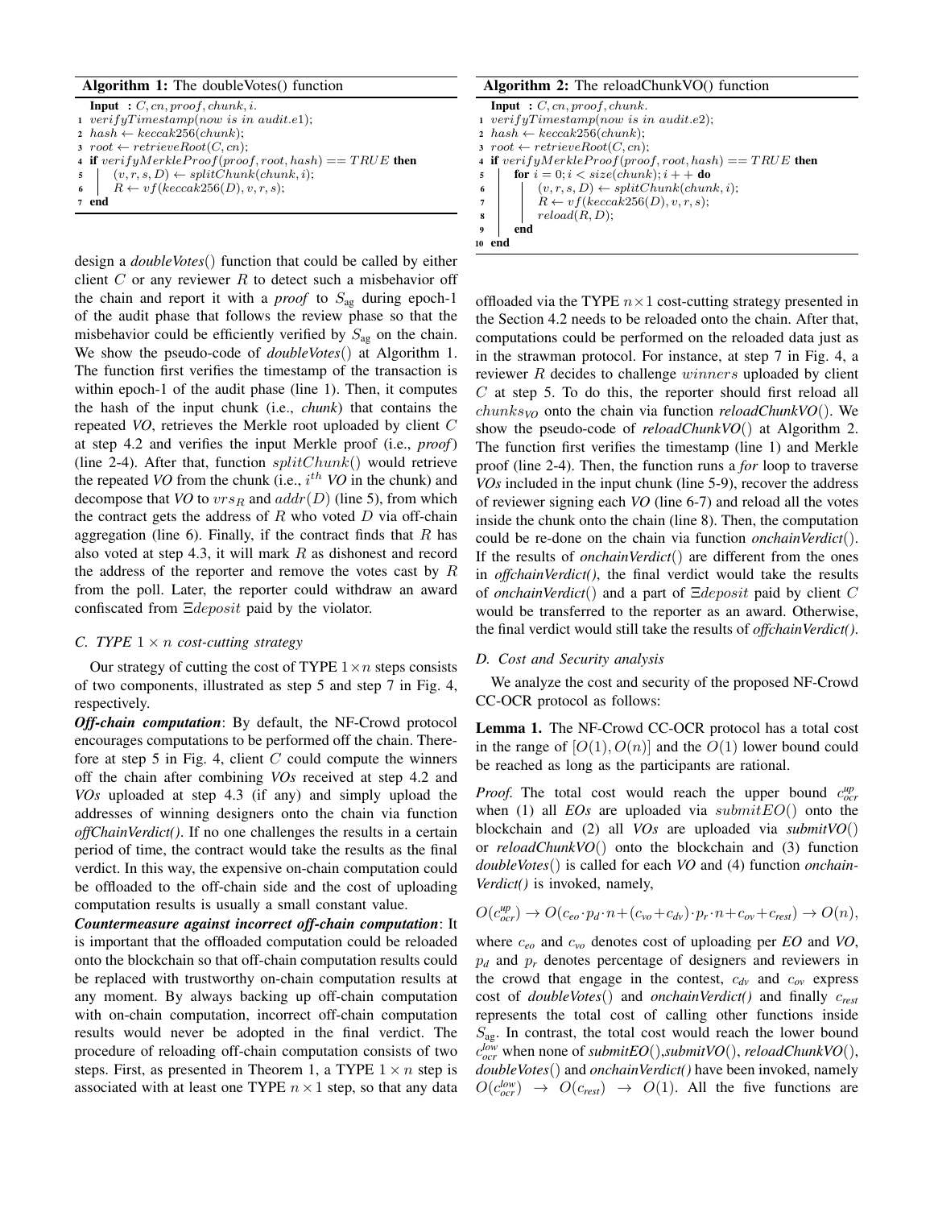**Algorithm 1:** The doubleVotes() function

```
Input : C, cn, proof, chunk, i.
1 verifyTimestamp(now is in audit.e1);
2 hash ← keccak256(chunk);
3 root ← retrieveRoot(C, cn);
4 if verifyMerkleProof(proof, root, hash) == TRUE then
5 |   (v, r, s, D) ← splitChunk(chunk, i);
6 |   R ← vf(keccak256(D), v, r, s);
7 end
```

**Algorithm 2:** The reloadChunkVO() function

```
Input : C, cn, proof, chunk.
1 verifyTimestamp(now is in audit.e2);
2 hash ← keccak256(chunk);
3 root ← retrieveRoot(C, cn);
4 if verifyMerkleProof(proof, root, hash) == TRUE then
5 |   for i = 0; i < size(chunk); i++ do
6 |   |   (v, r, s, D) ← splitChunk(chunk, i);
7 |   |   R ← vf(keccak256(D), v, r, s);
8 |   |   reload(R, D);
9 |   end
10 end
```

design a *doubleVotes*() function that could be called by either client $C$ or any reviewer $R$ to detect such a misbehavior off the chain and report it with a *proof* to $S_{\text{ag}}$ during epoch-1 of the audit phase that follows the review phase so that the misbehavior could be efficiently verified by $S_{\text{ag}}$ on the chain. We show the pseudo-code of *doubleVotes*() at Algorithm 1. The function first verifies the timestamp of the transaction is within epoch-1 of the audit phase (line 1). Then, it computes the hash of the input chunk (i.e., *chunk*) that contains the repeated *VO*, retrieves the Merkle root uploaded by client $C$ at step 4.2 and verifies the input Merkle proof (i.e., *proof*) (line 2-4). After that, function $splitChunk()$ would retrieve the repeated *VO* from the chunk (i.e., $i^{th}$ *VO* in the chunk) and decompose that *VO* to $vrs_R$ and $addr(D)$ (line 5), from which the contract gets the address of $R$ who voted $D$ via off-chain aggregation (line 6). Finally, if the contract finds that $R$ has also voted at step 4.3, it will mark $R$ as dishonest and record the address of the reporter and remove the votes cast by $R$ from the poll. Later, the reporter could withdraw an award confiscated from $\Xi deposit$ paid by the violator.

### C. TYPE $1 \times n$ cost-cutting strategy

Our strategy of cutting the cost of TYPE $1 \times n$ steps consists of two components, illustrated as step 5 and step 7 in Fig. 4, respectively.

***Off-chain computation***: By default, the NF-Crowd protocol encourages computations to be performed off the chain. Therefore at step 5 in Fig. 4, client $C$ could compute the winners off the chain after combining *VOs* received at step 4.2 and *VOs* uploaded at step 4.3 (if any) and simply upload the addresses of winning designers onto the chain via function *offChainVerdict()*. If no one challenges the results in a certain period of time, the contract would take the results as the final verdict. In this way, the expensive on-chain computation could be offloaded to the off-chain side and the cost of uploading computation results is usually a small constant value.

***Countermeasure against incorrect off-chain computation***: It is important that the offloaded computation could be reloaded onto the blockchain so that off-chain computation results could be replaced with trustworthy on-chain computation results at any moment. By always backing up off-chain computation with on-chain computation, incorrect off-chain computation results would never be adopted in the final verdict. The procedure of reloading off-chain computation consists of two steps. First, as presented in Theorem 1, a TYPE $1 \times n$ step is associated with at least one TYPE $n \times 1$ step, so that any data offloaded via the TYPE $n \times 1$ cost-cutting strategy presented in the Section 4.2 needs to be reloaded onto the chain. After that, computations could be performed on the reloaded data just as in the strawman protocol. For instance, at step 7 in Fig. 4, a reviewer $R$ decides to challenge $winners$ uploaded by client $C$ at step 5. To do this, the reporter should first reload all $chunks_{VO}$ onto the chain via function *reloadChunkVO*(). We show the pseudo-code of *reloadChunkVO*() at Algorithm 2. The function first verifies the timestamp (line 1) and Merkle proof (line 2-4). Then, the function runs a *for* loop to traverse *VOs* included in the input chunk (line 5-9), recover the address of reviewer signing each *VO* (line 6-7) and reload all the votes inside the chunk onto the chain (line 8). Then, the computation could be re-done on the chain via function *onchainVerdict*(). If the results of *onchainVerdict*() are different from the ones in *offchainVerdict()*, the final verdict would take the results of *onchainVerdict*() and a part of $\Xi deposit$ paid by client $C$ would be transferred to the reporter as an award. Otherwise, the final verdict would still take the results of *offchainVerdict()*.

### D. Cost and Security analysis

We analyze the cost and security of the proposed NF-Crowd CC-OCR protocol as follows:

**Lemma 1.** *The NF-Crowd CC-OCR protocol has a total cost in the range of $[O(1), O(n)]$ and the $O(1)$ lower bound could be reached as long as the participants are rational.*

*Proof.* The total cost would reach the upper bound $c_{ocr}^{up}$ when (1) all *EOs* are uploaded via $submitEO()$ onto the blockchain and (2) all *VOs* are uploaded via *submitVO*() or *reloadChunkVO*() onto the blockchain and (3) function *doubleVotes*() is called for each *VO* and (4) function *onchainVerdict()* is invoked, namely,

$$O(c_{ocr}^{up}) \rightarrow O(c_{eo} \cdot p_d \cdot n + (c_{vo} + c_{dv}) \cdot p_r \cdot n + c_{ov} + c_{rest}) \rightarrow O(n),$$

where $c_{eo}$ and $c_{vo}$ denotes cost of uploading per *EO* and *VO*, $p_d$ and $p_r$ denotes percentage of designers and reviewers in the crowd that engage in the contest, $c_{dv}$ and $c_{ov}$ express cost of *doubleVotes*() and *onchainVerdict()* and finally $c_{rest}$ represents the total cost of calling other functions inside $S_{\text{ag}}$. In contrast, the total cost would reach the lower bound $c_{ocr}^{low}$ when none of *submitEO*(),*submitVO*(), *reloadChunkVO*(), *doubleVotes*() and *onchainVerdict()* have been invoked, namely $O(c_{ocr}^{low}) \rightarrow O(c_{rest}) \rightarrow O(1)$. All the five functions are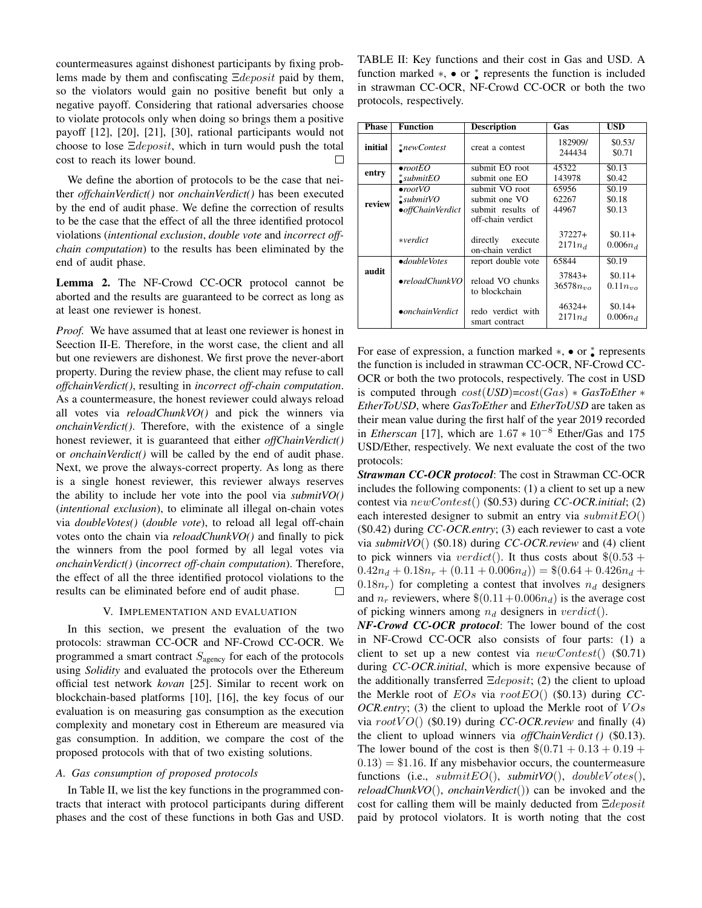countermeasures against dishonest participants by fixing problems made by them and confiscating $\Xi deposit$ paid by them, so the violators would gain no positive benefit but only a negative payoff. Considering that rational adversaries choose to violate protocols only when doing so brings them a positive payoff [12], [20], [21], [30], rational participants would not choose to lose $\Xi deposit$, which in turn would push the total cost to reach its lower bound. □

We define the abortion of protocols to be the case that neither *offchainVerdict()* nor *onchainVerdict()* has been executed by the end of audit phase. We define the correction of results to be the case that the effect of all the three identified protocol violations (*intentional exclusion*, *double vote* and *incorrect off-chain computation*) to the results has been eliminated by the end of audit phase.

**Lemma 2.** The NF-Crowd CC-OCR protocol cannot be aborted and the results are guaranteed to be correct as long as at least one reviewer is honest.

*Proof.* We have assumed that at least one reviewer is honest in Seection II-E. Therefore, in the worst case, the client and all but one reviewers are dishonest. We first prove the never-abort property. During the review phase, the client may refuse to call *offchainVerdict()*, resulting in *incorrect off-chain computation*. As a countermeasure, the honest reviewer could always reload all votes via *reloadChunkVO()* and pick the winners via *onchainVerdict()*. Therefore, with the existence of a single honest reviewer, it is guaranteed that either *offChainVerdict()* or *onchainVerdict()* will be called by the end of audit phase. Next, we prove the always-correct property. As long as there is a single honest reviewer, this reviewer always reserves the ability to include her vote into the pool via *submitVO()* (*intentional exclusion*), to eliminate all illegal on-chain votes via *doubleVotes()* (*double vote*), to reload all legal off-chain votes onto the chain via *reloadChunkVO()* and finally to pick the winners from the pool formed by all legal votes via *onchainVerdict()* (*incorrect off-chain computation*). Therefore, the effect of all the three identified protocol violations to the results can be eliminated before end of audit phase. □

## V. Implementation and evaluation

In this section, we present the evaluation of the two protocols: strawman CC-OCR and NF-Crowd CC-OCR. We programmed a smart contract $S_{\text{agency}}$ for each of the protocols using *Solidity* and evaluated the protocols over the Ethereum official test network *kovan* [25]. Similar to recent work on blockchain-based platforms [10], [16], the key focus of our evaluation is on measuring gas consumption as the execution complexity and monetary cost in Ethereum are measured via gas consumption. In addition, we compare the cost of the proposed protocols with that of two existing solutions.

### A. Gas consumption of proposed protocols

In Table II, we list the key functions in the programmed contracts that interact with protocol participants during different phases and the cost of these functions in both Gas and USD.

TABLE II: Key functions and their cost in Gas and USD. A function marked $*$, $\bullet$ or $\overset{*}{\bullet}$ represents the function is included in strawman CC-OCR, NF-Crowd CC-OCR or both the two protocols, respectively.

| Phase | Function | Description | Gas | USD |
|---|---|---|---|---|
| initial | $\overset{*}{\bullet}$*newContest* | creat a contest | 182909/ 244434 | \$0.53/ \$0.71 |
| entry | $\bullet$*rootEO* | submit EO root | 45322 | \$0.13 |
| | $\overset{*}{\bullet}$*submitEO* | submit one EO | 143978 | \$0.42 |
| review | $\bullet$*rootVO* | submit VO root | 65956 | \$0.19 |
| | $\overset{*}{\bullet}$*submitVO* | submit one VO | 62267 | \$0.18 |
| | $\bullet$*offChainVerdict* | submit results of off-chain verdict | 44967 | \$0.13 |
| | $*$*verdict* | directly execute on-chain verdict | $37227+$ $2171n_d$ | $\$0.11+$ $0.006n_d$ |
| audit | $\bullet$*doubleVotes* | report double vote | 65844 | \$0.19 |
| | $\bullet$*reloadChunkVO* | reload VO chunks to blockchain | $37843+$ $36578n_{vo}$ | $\$0.11+$ $0.11n_{vo}$ |
| | $\bullet$*onchainVerdict* | redo verdict with smart contract | $46324+$ $2171n_d$ | $\$0.14+$ $0.006n_d$ |

For ease of expression, a function marked $*$, $\bullet$ or $\overset{*}{\bullet}$ represents the function is included in strawman CC-OCR, NF-Crowd CC-OCR or both the two protocols, respectively. The cost in USD is computed through $cost(USD)=cost(Gas) * GasToEther * EtherToUSD$, where *GasToEther* and *EtherToUSD* are taken as their mean value during the first half of the year 2019 recorded in *Etherscan* [17], which are $1.67 * 10^{-8}$ Ether/Gas and 175 USD/Ether, respectively. We next evaluate the cost of the two protocols:

***Strawman CC-OCR protocol***: The cost in Strawman CC-OCR includes the following components: (1) a client to set up a new contest via $newContest()$ (\$0.53) during *CC-OCR.initial*; (2) each interested designer to submit an entry via $submitEO()$ (\$0.42) during *CC-OCR.entry*; (3) each reviewer to cast a vote via ***submitVO***() (\$0.18) during *CC-OCR.review* and (4) client to pick winners via $verdict()$. It thus costs about $\$(0.53 + 0.42n_d + 0.18n_r + (0.11 + 0.006n_d)) = \$(0.64 + 0.426n_d + 0.18n_r)$ for completing a contest that involves $n_d$ designers and $n_r$ reviewers, where $\$(0.11+0.006n_d)$ is the average cost of picking winners among $n_d$ designers in $verdict()$.

***NF-Crowd CC-OCR protocol***: The lower bound of the cost in NF-Crowd CC-OCR also consists of four parts: (1) a client to set up a new contest via $newContest()$ (\$0.71) during *CC-OCR.initial*, which is more expensive because of the additionally transferred $\Xi deposit$; (2) the client to upload the Merkle root of $EOs$ via $rootEO()$ (\$0.13) during *CC-OCR.entry*; (3) the client to upload the Merkle root of $VOs$ via $rootVO()$ (\$0.19) during *CC-OCR.review* and finally (4) the client to upload winners via *offChainVerdict ()* (\$0.13). The lower bound of the cost is then $\$(0.71 + 0.13 + 0.19 + 0.13) = \$1.16$. If any misbehavior occurs, the countermeasure functions (i.e., $submitEO()$, ***submitVO***(), $doubleVotes()$, ***reloadChunkVO***(), ***onchainVerdict***()) can be invoked and the cost for calling them will be mainly deducted from $\Xi deposit$ paid by protocol violators. It is worth noting that the cost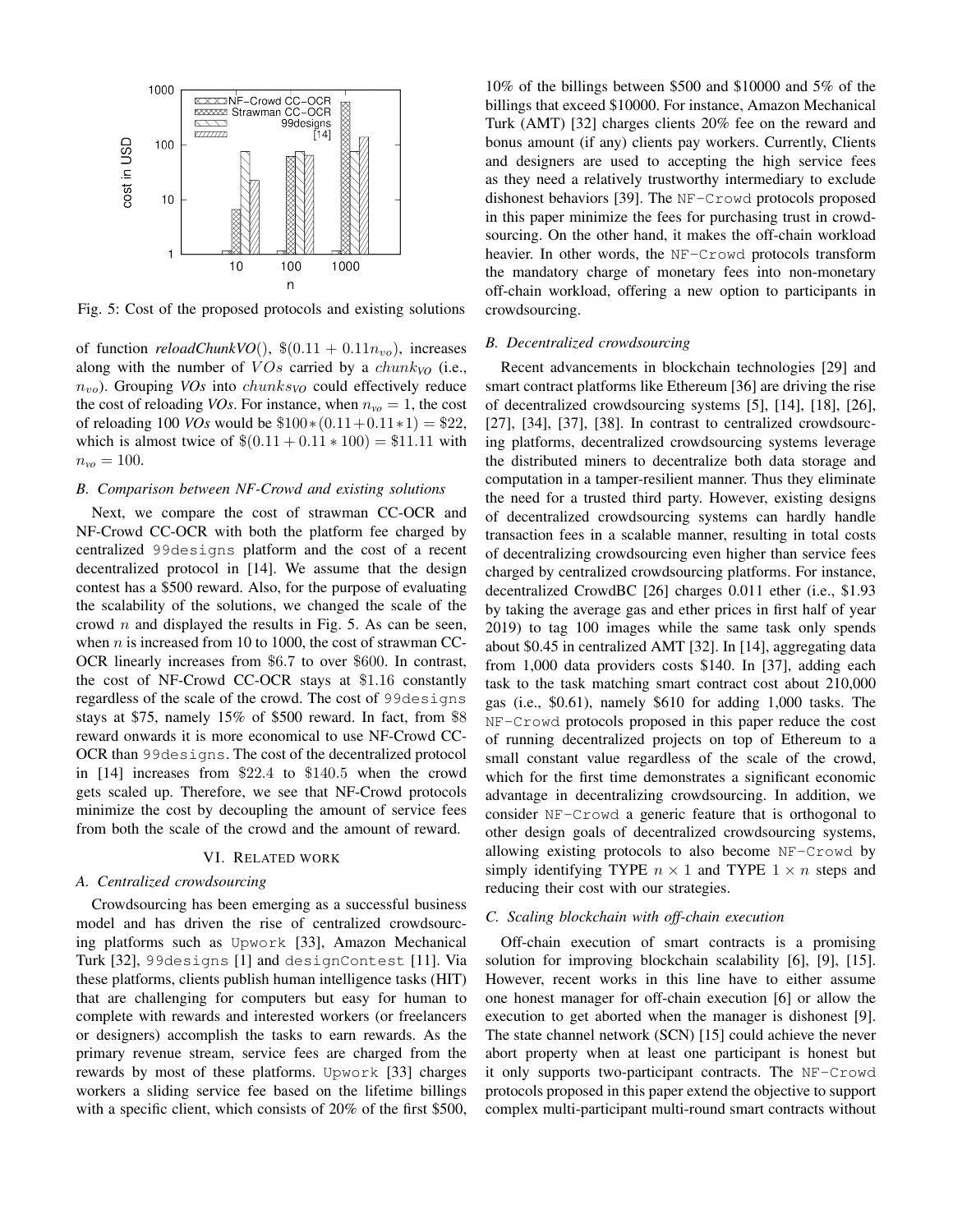Fig. 5: Cost of the proposed protocols and existing solutions

of function *reloadChunkVO*(), $\$(0.11 + 0.11n_{vo})$, increases along with the number of $VOs$ carried by a $chunk_{VO}$ (i.e., $n_{vo}$). Grouping *VOs* into $chunks_{VO}$ could effectively reduce the cost of reloading *VOs*. For instance, when $n_{vo} = 1$, the cost of reloading 100 *VOs* would be $\$100*(0.11+0.11*1) = \$22$, which is almost twice of $\$(0.11 + 0.11 * 100) = \$11.11$ with $n_{vo} = 100$.

### *B. Comparison between NF-Crowd and existing solutions*

Next, we compare the cost of strawman CC-OCR and NF-Crowd CC-OCR with both the platform fee charged by centralized 99designs platform and the cost of a recent decentralized protocol in [14]. We assume that the design contest has a \$500 reward. Also, for the purpose of evaluating the scalability of the solutions, we changed the scale of the crowd $n$ and displayed the results in Fig. 5. As can be seen, when $n$ is increased from 10 to 1000, the cost of strawman CC-OCR linearly increases from \$6.7 to over \$600. In contrast, the cost of NF-Crowd CC-OCR stays at $\$1.16$ constantly regardless of the scale of the crowd. The cost of 99designs stays at \$75, namely 15% of \$500 reward. In fact, from \$8 reward onwards it is more economical to use NF-Crowd CC-OCR than 99designs. The cost of the decentralized protocol in [14] increases from \$22.4 to \$140.5 when the crowd gets scaled up. Therefore, we see that NF-Crowd protocols minimize the cost by decoupling the amount of service fees from both the scale of the crowd and the amount of reward.

## VI. Related work

### *A. Centralized crowdsourcing*

Crowdsourcing has been emerging as a successful business model and has driven the rise of centralized crowdsourcing platforms such as Upwork [33], Amazon Mechanical Turk [32], 99designs [1] and designContest [11]. Via these platforms, clients publish human intelligence tasks (HIT) that are challenging for computers but easy for human to complete with rewards and interested workers (or freelancers or designers) accomplish the tasks to earn rewards. As the primary revenue stream, service fees are charged from the rewards by most of these platforms. Upwork [33] charges workers a sliding service fee based on the lifetime billings with a specific client, which consists of 20% of the first \$500, 10% of the billings between \$500 and \$10000 and 5% of the billings that exceed \$10000. For instance, Amazon Mechanical Turk (AMT) [32] charges clients 20% fee on the reward and bonus amount (if any) clients pay workers. Currently, Clients and designers are used to accepting the high service fees as they need a relatively trustworthy intermediary to exclude dishonest behaviors [39]. The NF-Crowd protocols proposed in this paper minimize the fees for purchasing trust in crowdsourcing. On the other hand, it makes the off-chain workload heavier. In other words, the NF-Crowd protocols transform the mandatory charge of monetary fees into non-monetary off-chain workload, offering a new option to participants in crowdsourcing.

### *B. Decentralized crowdsourcing*

Recent advancements in blockchain technologies [29] and smart contract platforms like Ethereum [36] are driving the rise of decentralized crowdsourcing systems [5], [14], [18], [26], [27], [34], [37], [38]. In contrast to centralized crowdsourcing platforms, decentralized crowdsourcing systems leverage the distributed miners to decentralize both data storage and computation in a tamper-resilient manner. Thus they eliminate the need for a trusted third party. However, existing designs of decentralized crowdsourcing systems can hardly handle transaction fees in a scalable manner, resulting in total costs of decentralizing crowdsourcing even higher than service fees charged by centralized crowdsourcing platforms. For instance, decentralized CrowdBC [26] charges 0.011 ether (i.e., \$1.93 by taking the average gas and ether prices in first half of year 2019) to tag 100 images while the same task only spends about \$0.45 in centralized AMT [32]. In [14], aggregating data from 1,000 data providers costs \$140. In [37], adding each task to the task matching smart contract cost about 210,000 gas (i.e., \$0.61), namely \$610 for adding 1,000 tasks. The NF-Crowd protocols proposed in this paper reduce the cost of running decentralized projects on top of Ethereum to a small constant value regardless of the scale of the crowd, which for the first time demonstrates a significant economic advantage in decentralizing crowdsourcing. In addition, we consider NF-Crowd a generic feature that is orthogonal to other design goals of decentralized crowdsourcing systems, allowing existing protocols to also become NF-Crowd by simply identifying TYPE $n \times 1$ and TYPE $1 \times n$ steps and reducing their cost with our strategies.

### *C. Scaling blockchain with off-chain execution*

Off-chain execution of smart contracts is a promising solution for improving blockchain scalability [6], [9], [15]. However, recent works in this line have to either assume one honest manager for off-chain execution [6] or allow the execution to get aborted when the manager is dishonest [9]. The state channel network (SCN) [15] could achieve the never abort property when at least one participant is honest but it only supports two-participant contracts. The NF-Crowd protocols proposed in this paper extend the objective to support complex multi-participant multi-round smart contracts without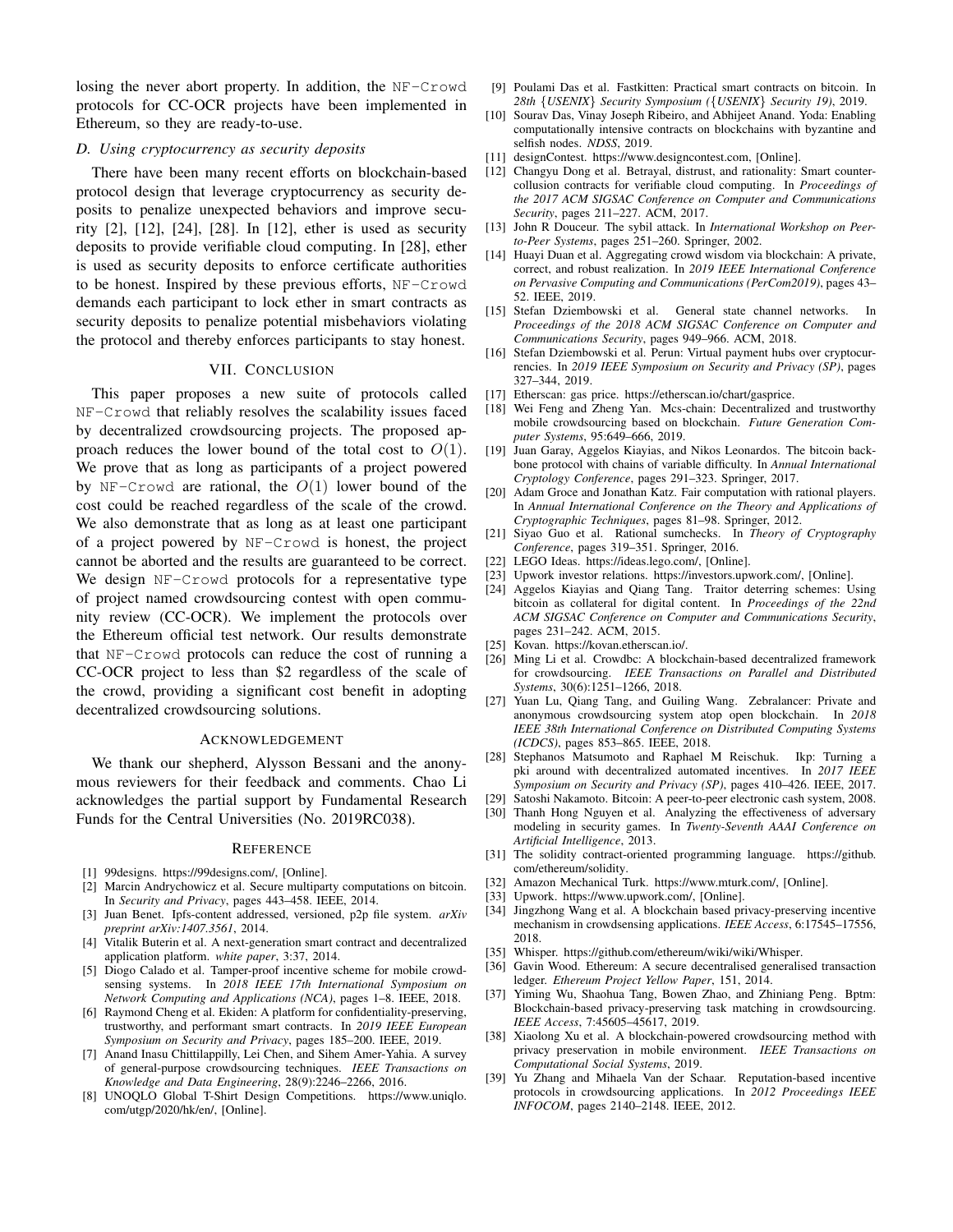losing the never abort property. In addition, the NF-Crowd protocols for CC-OCR projects have been implemented in Ethereum, so they are ready-to-use.

### D. Using cryptocurrency as security deposits

There have been many recent efforts on blockchain-based protocol design that leverage cryptocurrency as security deposits to penalize unexpected behaviors and improve security [2], [12], [24], [28]. In [12], ether is used as security deposits to provide verifiable cloud computing. In [28], ether is used as security deposits to enforce certificate authorities to be honest. Inspired by these previous efforts, NF-Crowd demands each participant to lock ether in smart contracts as security deposits to penalize potential misbehaviors violating the protocol and thereby enforces participants to stay honest.

## VII. Conclusion

This paper proposes a new suite of protocols called NF-Crowd that reliably resolves the scalability issues faced by decentralized crowdsourcing projects. The proposed approach reduces the lower bound of the total cost to $O(1)$. We prove that as long as participants of a project powered by NF-Crowd are rational, the $O(1)$ lower bound of the cost could be reached regardless of the scale of the crowd. We also demonstrate that as long as at least one participant of a project powered by NF-Crowd is honest, the project cannot be aborted and the results are guaranteed to be correct. We design NF-Crowd protocols for a representative type of project named crowdsourcing contest with open community review (CC-OCR). We implement the protocols over the Ethereum official test network. Our results demonstrate that NF-Crowd protocols can reduce the cost of running a CC-OCR project to less than \$2 regardless of the scale of the crowd, providing a significant cost benefit in adopting decentralized crowdsourcing solutions.

## Acknowledgement

We thank our shepherd, Alysson Bessani and the anonymous reviewers for their feedback and comments. Chao Li acknowledges the partial support by Fundamental Research Funds for the Central Universities (No. 2019RC038).

## Reference

[1] 99designs. https://99designs.com/, [Online].

[2] Marcin Andrychowicz et al. Secure multiparty computations on bitcoin. In *Security and Privacy*, pages 443–458. IEEE, 2014.

[3] Juan Benet. Ipfs-content addressed, versioned, p2p file system. *arXiv preprint arXiv:1407.3561*, 2014.

[4] Vitalik Buterin et al. A next-generation smart contract and decentralized application platform. *white paper*, 3:37, 2014.

[5] Diogo Calado et al. Tamper-proof incentive scheme for mobile crowdsensing systems. In *2018 IEEE 17th International Symposium on Network Computing and Applications (NCA)*, pages 1–8. IEEE, 2018.

[6] Raymond Cheng et al. Ekiden: A platform for confidentiality-preserving, trustworthy, and performant smart contracts. In *2019 IEEE European Symposium on Security and Privacy*, pages 185–200. IEEE, 2019.

[7] Anand Inasu Chittilappilly, Lei Chen, and Sihem Amer-Yahia. A survey of general-purpose crowdsourcing techniques. *IEEE Transactions on Knowledge and Data Engineering*, 28(9):2246–2266, 2016.

[8] UNOQLO Global T-Shirt Design Competitions. https://www.uniqlo.com/utgp/2020/hk/en/, [Online].

[9] Poulami Das et al. Fastkitten: Practical smart contracts on bitcoin. In *28th {USENIX} Security Symposium ({USENIX} Security 19)*, 2019.

[10] Sourav Das, Vinay Joseph Ribeiro, and Abhijeet Anand. Yoda: Enabling computationally intensive contracts on blockchains with byzantine and selfish nodes. *NDSS*, 2019.

[11] designContest. https://www.designcontest.com, [Online].

[12] Changyu Dong et al. Betrayal, distrust, and rationality: Smart counter-collusion contracts for verifiable cloud computing. In *Proceedings of the 2017 ACM SIGSAC Conference on Computer and Communications Security*, pages 211–227. ACM, 2017.

[13] John R Douceur. The sybil attack. In *International Workshop on Peer-to-Peer Systems*, pages 251–260. Springer, 2002.

[14] Huayi Duan et al. Aggregating crowd wisdom via blockchain: A private, correct, and robust realization. In *2019 IEEE International Conference on Pervasive Computing and Communications (PerCom2019)*, pages 43–52. IEEE, 2019.

[15] Stefan Dziembowski et al. General state channel networks. In *Proceedings of the 2018 ACM SIGSAC Conference on Computer and Communications Security*, pages 949–966. ACM, 2018.

[16] Stefan Dziembowski et al. Perun: Virtual payment hubs over cryptocurrencies. In *2019 IEEE Symposium on Security and Privacy (SP)*, pages 327–344, 2019.

[17] Etherscan: gas price. https://etherscan.io/chart/gasprice.

[18] Wei Feng and Zheng Yan. Mcs-chain: Decentralized and trustworthy mobile crowdsourcing based on blockchain. *Future Generation Computer Systems*, 95:649–666, 2019.

[19] Juan Garay, Aggelos Kiayias, and Nikos Leonardos. The bitcoin backbone protocol with chains of variable difficulty. In *Annual International Cryptology Conference*, pages 291–323. Springer, 2017.

[20] Adam Groce and Jonathan Katz. Fair computation with rational players. In *Annual International Conference on the Theory and Applications of Cryptographic Techniques*, pages 81–98. Springer, 2012.

[21] Siyao Guo et al. Rational sumchecks. In *Theory of Cryptography Conference*, pages 319–351. Springer, 2016.

[22] LEGO Ideas. https://ideas.lego.com/, [Online].

[23] Upwork investor relations. https://investors.upwork.com/, [Online].

[24] Aggelos Kiayias and Qiang Tang. Traitor deterring schemes: Using bitcoin as collateral for digital content. In *Proceedings of the 22nd ACM SIGSAC Conference on Computer and Communications Security*, pages 231–242. ACM, 2015.

[25] Kovan. https://kovan.etherscan.io/.

[26] Ming Li et al. Crowdbc: A blockchain-based decentralized framework for crowdsourcing. *IEEE Transactions on Parallel and Distributed Systems*, 30(6):1251–1266, 2018.

[27] Yuan Lu, Qiang Tang, and Guiling Wang. Zebralancer: Private and anonymous crowdsourcing system atop open blockchain. In *2018 IEEE 38th International Conference on Distributed Computing Systems (ICDCS)*, pages 853–865. IEEE, 2018.

[28] Stephanos Matsumoto and Raphael M Reischuk. Ikp: Turning a pki around with decentralized automated incentives. In *2017 IEEE Symposium on Security and Privacy (SP)*, pages 410–426. IEEE, 2017.

[29] Satoshi Nakamoto. Bitcoin: A peer-to-peer electronic cash system, 2008.

[30] Thanh Hong Nguyen et al. Analyzing the effectiveness of adversary modeling in security games. In *Twenty-Seventh AAAI Conference on Artificial Intelligence*, 2013.

[31] The solidity contract-oriented programming language. https://github.com/ethereum/solidity.

[32] Amazon Mechanical Turk. https://www.mturk.com/, [Online].

[33] Upwork. https://www.upwork.com/, [Online].

[34] Jingzhong Wang et al. A blockchain based privacy-preserving incentive mechanism in crowdsensing applications. *IEEE Access*, 6:17545–17556, 2018.

[35] Whisper. https://github.com/ethereum/wiki/wiki/Whisper.

[36] Gavin Wood. Ethereum: A secure decentralised generalised transaction ledger. *Ethereum Project Yellow Paper*, 151, 2014.

[37] Yiming Wu, Shaohua Tang, Bowen Zhao, and Zhiniang Peng. Bptm: Blockchain-based privacy-preserving task matching in crowdsourcing. *IEEE Access*, 7:45605–45617, 2019.

[38] Xiaolong Xu et al. A blockchain-powered crowdsourcing method with privacy preservation in mobile environment. *IEEE Transactions on Computational Social Systems*, 2019.

[39] Yu Zhang and Mihaela Van der Schaar. Reputation-based incentive protocols in crowdsourcing applications. In *2012 Proceedings IEEE INFOCOM*, pages 2140–2148. IEEE, 2012.